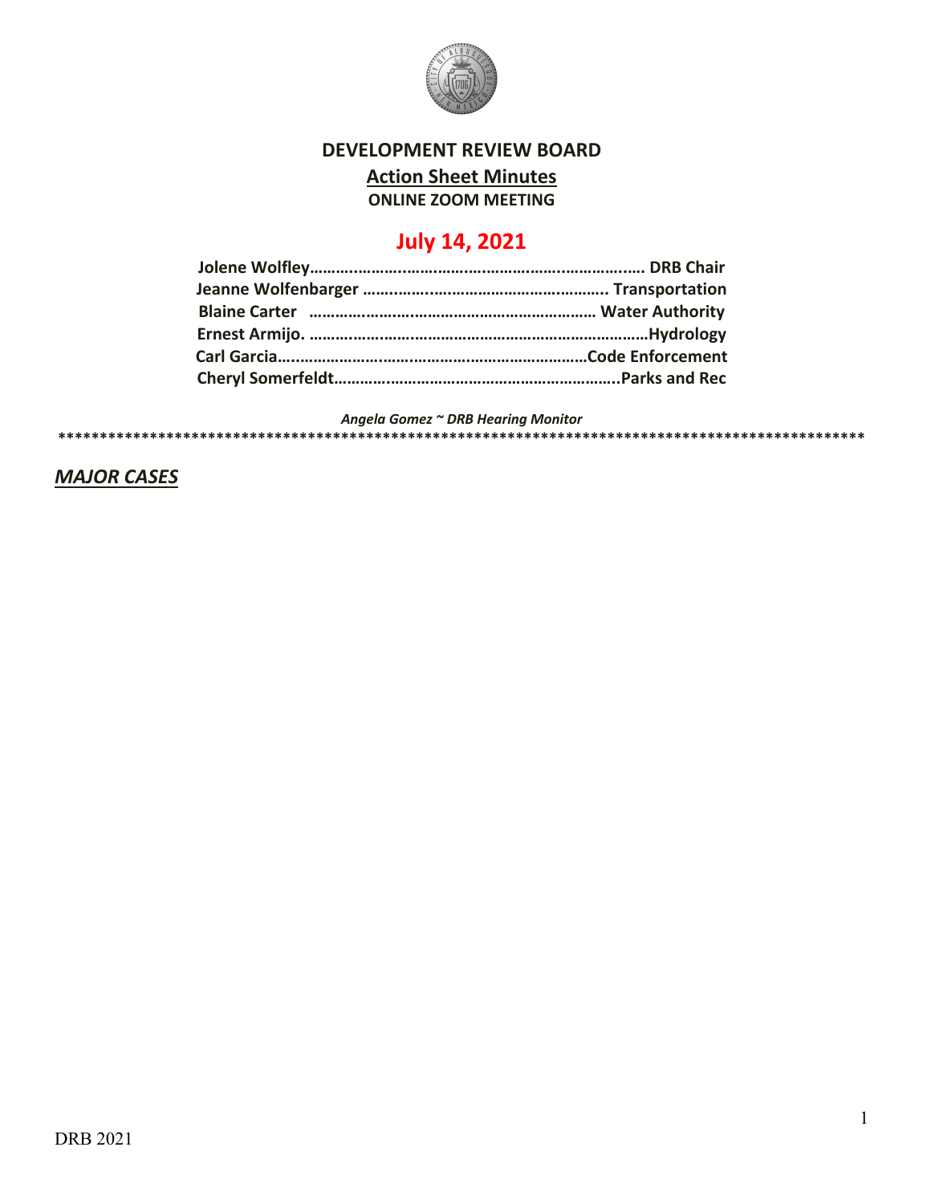# DEVELOPMENT REVIEW BOARD

## Action Sheet Minutes

**ONLINE ZOOM MEETING**

## July 14, 2021

**Jolene Wolfley……………………………………………………………. DRB Chair**
**Jeanne Wolfenbarger ………………………………………………….. Transportation**
**Blaine Carter ………………………………………………………… Water Authority**
**Ernest Armijo. ……………………………………………………………………Hydrology**
**Carl Garcia…………………………………………………………………Code Enforcement**
**Cheryl Somerfeldt………………………………………………………..Parks and Rec**

***Angela Gomez ~ DRB Hearing Monitor***

****************************************************************************************************

***MAJOR CASES***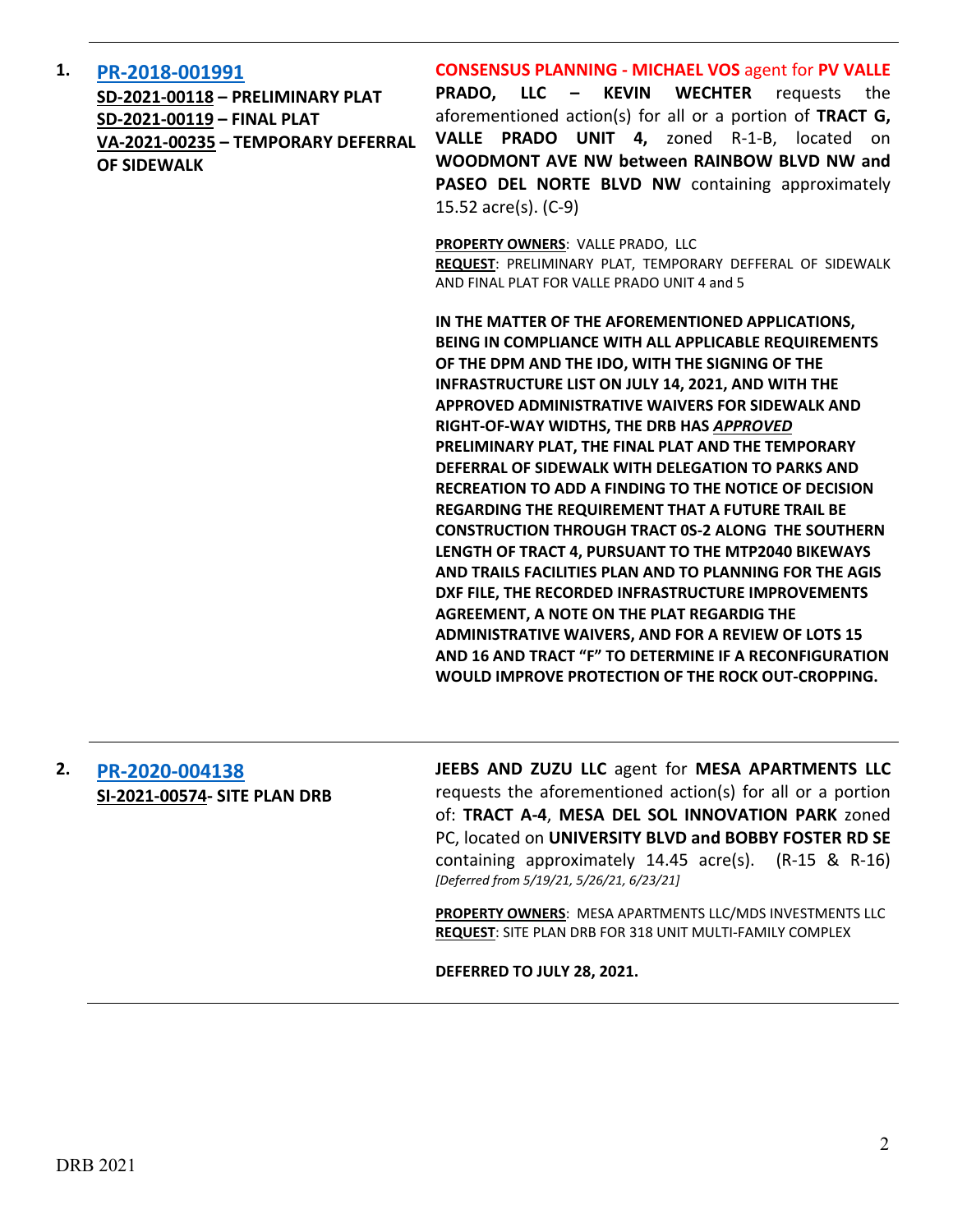1. **PR-2018-001991**
**SD-2021-00118 – PRELIMINARY PLAT**
**SD-2021-00119 – FINAL PLAT**
**VA-2021-00235 – TEMPORARY DEFERRAL OF SIDEWALK**

**CONSENSUS PLANNING - MICHAEL VOS** agent for **PV VALLE PRADO, LLC – KEVIN WECHTER** requests the aforementioned action(s) for all or a portion of **TRACT G, VALLE PRADO UNIT 4,** zoned R-1-B, located on **WOODMONT AVE NW between RAINBOW BLVD NW and PASEO DEL NORTE BLVD NW** containing approximately 15.52 acre(s). (C-9)

**PROPERTY OWNERS**: VALLE PRADO, LLC
**REQUEST**: PRELIMINARY PLAT, TEMPORARY DEFFERAL OF SIDEWALK AND FINAL PLAT FOR VALLE PRADO UNIT 4 and 5

**IN THE MATTER OF THE AFOREMENTIONED APPLICATIONS, BEING IN COMPLIANCE WITH ALL APPLICABLE REQUIREMENTS OF THE DPM AND THE IDO, WITH THE SIGNING OF THE INFRASTRUCTURE LIST ON JULY 14, 2021, AND WITH THE APPROVED ADMINISTRATIVE WAIVERS FOR SIDEWALK AND RIGHT-OF-WAY WIDTHS, THE DRB HAS *APPROVED* PRELIMINARY PLAT, THE FINAL PLAT AND THE TEMPORARY DEFERRAL OF SIDEWALK WITH DELEGATION TO PARKS AND RECREATION TO ADD A FINDING TO THE NOTICE OF DECISION REGARDING THE REQUIREMENT THAT A FUTURE TRAIL BE CONSTRUCTION THROUGH TRACT 0S-2 ALONG THE SOUTHERN LENGTH OF TRACT 4, PURSUANT TO THE MTP2040 BIKEWAYS AND TRAILS FACILITIES PLAN AND TO PLANNING FOR THE AGIS DXF FILE, THE RECORDED INFRASTRUCTURE IMPROVEMENTS AGREEMENT, A NOTE ON THE PLAT REGARDIG THE ADMINISTRATIVE WAIVERS, AND FOR A REVIEW OF LOTS 15 AND 16 AND TRACT "F" TO DETERMINE IF A RECONFIGURATION WOULD IMPROVE PROTECTION OF THE ROCK OUT-CROPPING.**

---

2. **PR-2020-004138**
**SI-2021-00574- SITE PLAN DRB**

**JEEBS AND ZUZU LLC** agent for **MESA APARTMENTS LLC** requests the aforementioned action(s) for all or a portion of: **TRACT A-4**, **MESA DEL SOL INNOVATION PARK** zoned PC, located on **UNIVERSITY BLVD and BOBBY FOSTER RD SE** containing approximately 14.45 acre(s). (R-15 & R-16) *[Deferred from 5/19/21, 5/26/21, 6/23/21]*

**PROPERTY OWNERS**: MESA APARTMENTS LLC/MDS INVESTMENTS LLC
**REQUEST**: SITE PLAN DRB FOR 318 UNIT MULTI-FAMILY COMPLEX

**DEFERRED TO JULY 28, 2021.**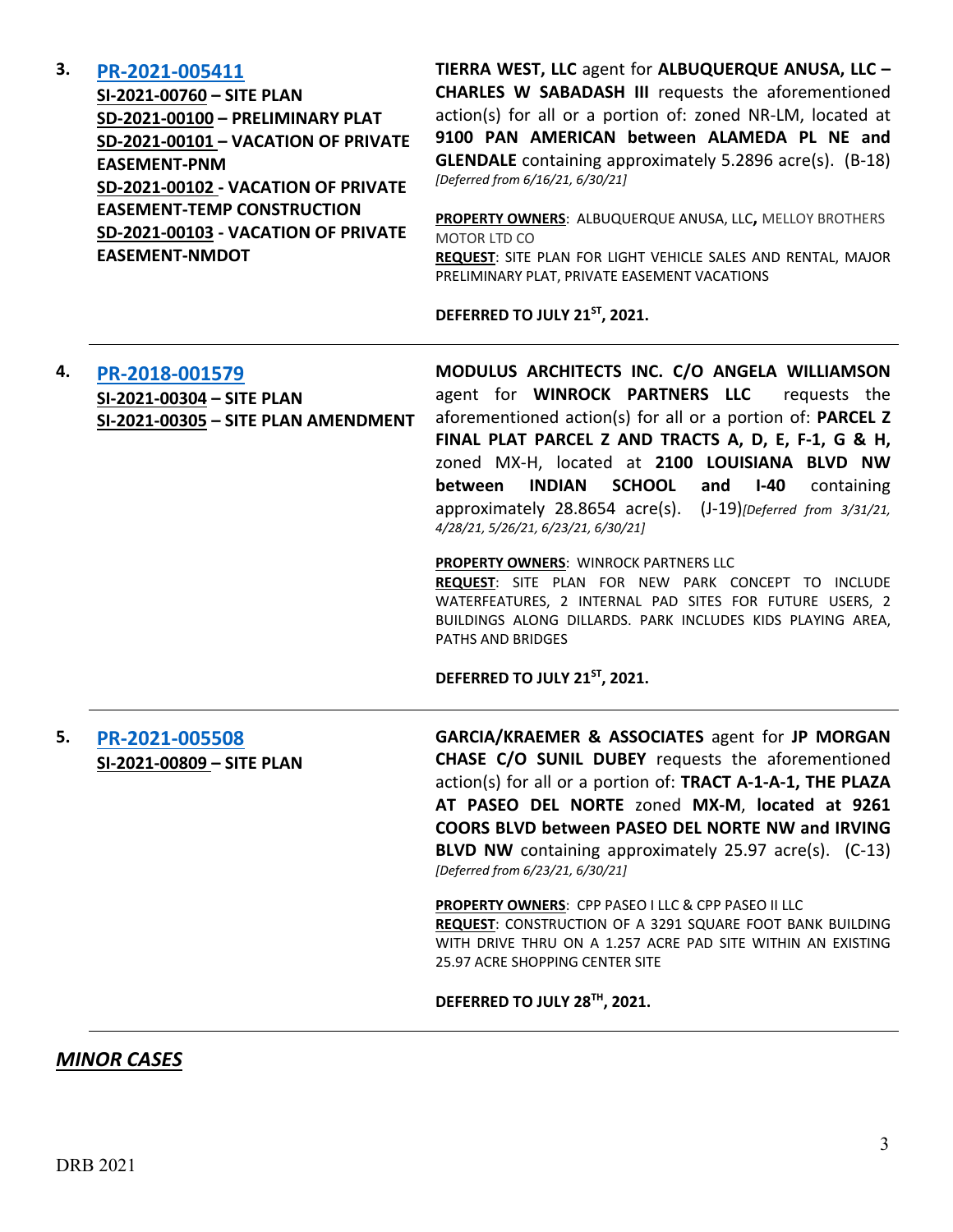3. **[PR-2021-005411](PR-2021-005411)**
**SI-2021-00760 – SITE PLAN**
**SD-2021-00100 – PRELIMINARY PLAT**
**SD-2021-00101 – VACATION OF PRIVATE EASEMENT-PNM**
**SD-2021-00102 - VACATION OF PRIVATE EASEMENT-TEMP CONSTRUCTION**
**SD-2021-00103 - VACATION OF PRIVATE EASEMENT-NMDOT**

**TIERRA WEST, LLC** agent for **ALBUQUERQUE ANUSA, LLC – CHARLES W SABADASH III** requests the aforementioned action(s) for all or a portion of: zoned NR-LM, located at **9100 PAN AMERICAN between ALAMEDA PL NE and GLENDALE** containing approximately 5.2896 acre(s). (B-18) *[Deferred from 6/16/21, 6/30/21]*

**PROPERTY OWNERS**: ALBUQUERQUE ANUSA, LLC**,** MELLOY BROTHERS MOTOR LTD CO
**REQUEST**: SITE PLAN FOR LIGHT VEHICLE SALES AND RENTAL, MAJOR PRELIMINARY PLAT, PRIVATE EASEMENT VACATIONS

**DEFERRED TO JULY 21ST, 2021.**

---

4. **[PR-2018-001579](PR-2018-001579)**
**SI-2021-00304 – SITE PLAN**
**SI-2021-00305 – SITE PLAN AMENDMENT**

**MODULUS ARCHITECTS INC. C/O ANGELA WILLIAMSON** agent for **WINROCK PARTNERS LLC** requests the aforementioned action(s) for all or a portion of: **PARCEL Z FINAL PLAT PARCEL Z AND TRACTS A, D, E, F-1, G & H,** zoned MX-H, located at **2100 LOUISIANA BLVD NW between INDIAN SCHOOL and I-40** containing approximately 28.8654 acre(s). (J-19)*[Deferred from 3/31/21, 4/28/21, 5/26/21, 6/23/21, 6/30/21]*

**PROPERTY OWNERS**: WINROCK PARTNERS LLC
**REQUEST**: SITE PLAN FOR NEW PARK CONCEPT TO INCLUDE WATERFEATURES, 2 INTERNAL PAD SITES FOR FUTURE USERS, 2 BUILDINGS ALONG DILLARDS. PARK INCLUDES KIDS PLAYING AREA, PATHS AND BRIDGES

**DEFERRED TO JULY 21ST, 2021.**

---

5. **[PR-2021-005508](PR-2021-005508)**
**SI-2021-00809 – SITE PLAN**

**GARCIA/KRAEMER & ASSOCIATES** agent for **JP MORGAN CHASE C/O SUNIL DUBEY** requests the aforementioned action(s) for all or a portion of: **TRACT A-1-A-1, THE PLAZA AT PASEO DEL NORTE** zoned **MX-M**, **located at 9261 COORS BLVD between PASEO DEL NORTE NW and IRVING BLVD NW** containing approximately 25.97 acre(s). (C-13) *[Deferred from 6/23/21, 6/30/21]*

**PROPERTY OWNERS**: CPP PASEO I LLC & CPP PASEO II LLC
**REQUEST**: CONSTRUCTION OF A 3291 SQUARE FOOT BANK BUILDING WITH DRIVE THRU ON A 1.257 ACRE PAD SITE WITHIN AN EXISTING 25.97 ACRE SHOPPING CENTER SITE

**DEFERRED TO JULY 28TH, 2021.**

---

## ***MINOR CASES***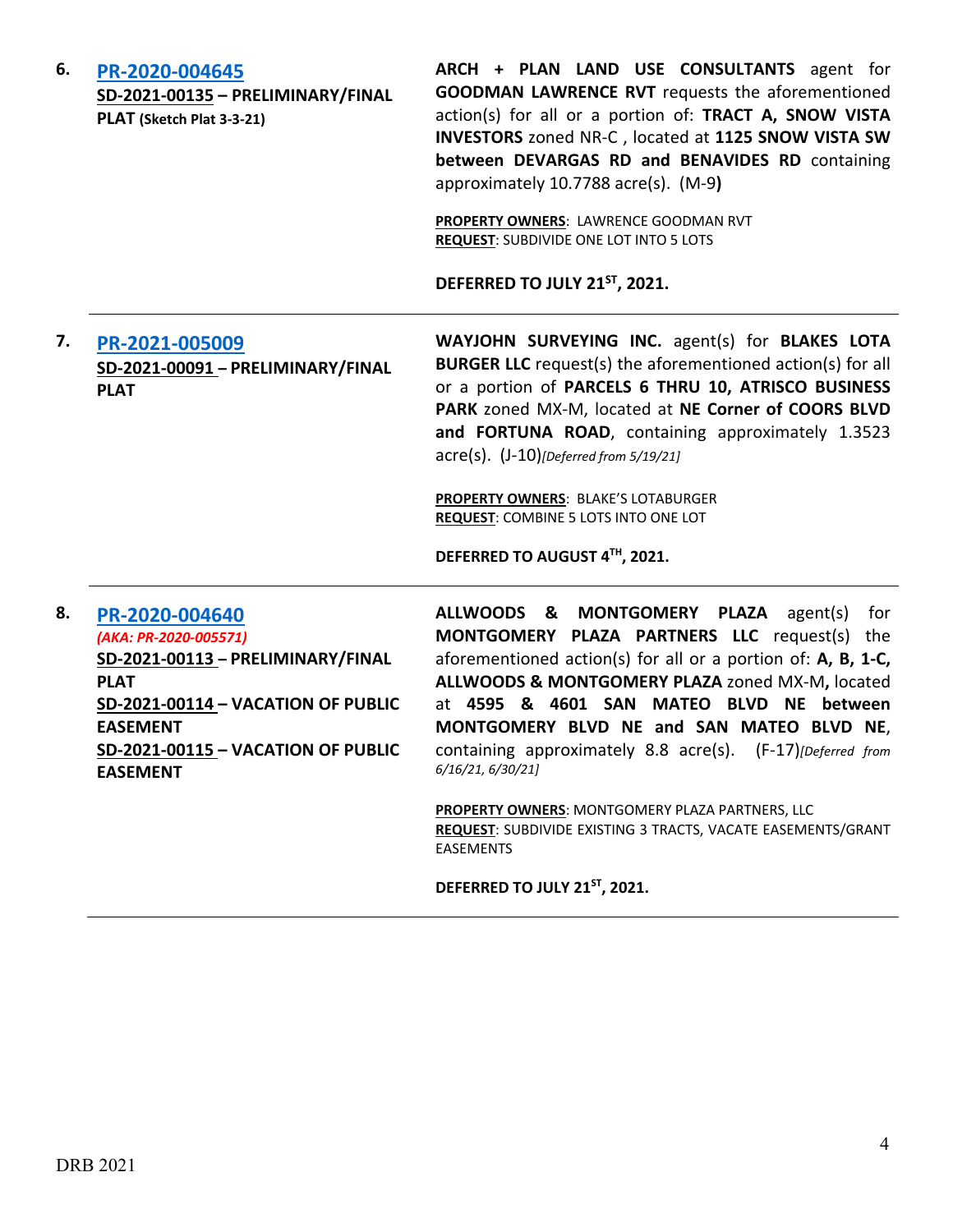**6.** **PR-2020-004645**
**SD-2021-00135 – PRELIMINARY/FINAL PLAT (Sketch Plat 3-3-21)**

**ARCH + PLAN LAND USE CONSULTANTS** agent for **GOODMAN LAWRENCE RVT** requests the aforementioned action(s) for all or a portion of: **TRACT A, SNOW VISTA INVESTORS** zoned NR-C , located at **1125 SNOW VISTA SW between DEVARGAS RD and BENAVIDES RD** containing approximately 10.7788 acre(s). (M-9**)**

**PROPERTY OWNERS**: LAWRENCE GOODMAN RVT
**REQUEST**: SUBDIVIDE ONE LOT INTO 5 LOTS

**DEFERRED TO JULY 21ST, 2021.**

---

**7.** **PR-2021-005009**
**SD-2021-00091 – PRELIMINARY/FINAL PLAT**

**WAYJOHN SURVEYING INC.** agent(s) for **BLAKES LOTA BURGER LLC** request(s) the aforementioned action(s) for all or a portion of **PARCELS 6 THRU 10, ATRISCO BUSINESS PARK** zoned MX-M, located at **NE Corner of COORS BLVD and FORTUNA ROAD**, containing approximately 1.3523 acre(s). (J-10)*[Deferred from 5/19/21]*

**PROPERTY OWNERS**: BLAKE'S LOTABURGER
**REQUEST**: COMBINE 5 LOTS INTO ONE LOT

**DEFERRED TO AUGUST 4TH, 2021.**

---

**8.** **PR-2020-004640**
*(AKA: PR-2020-005571)*
**SD-2021-00113 – PRELIMINARY/FINAL PLAT**
**SD-2021-00114 – VACATION OF PUBLIC EASEMENT**
**SD-2021-00115 – VACATION OF PUBLIC EASEMENT**

**ALLWOODS & MONTGOMERY PLAZA** agent(s) for **MONTGOMERY PLAZA PARTNERS LLC** request(s) the aforementioned action(s) for all or a portion of: **A, B, 1-C, ALLWOODS & MONTGOMERY PLAZA** zoned MX-M**,** located at **4595 & 4601 SAN MATEO BLVD NE between MONTGOMERY BLVD NE and SAN MATEO BLVD NE**, containing approximately 8.8 acre(s). (F-17)*[Deferred from 6/16/21, 6/30/21]*

**PROPERTY OWNERS**: MONTGOMERY PLAZA PARTNERS, LLC
**REQUEST**: SUBDIVIDE EXISTING 3 TRACTS, VACATE EASEMENTS/GRANT EASEMENTS

**DEFERRED TO JULY 21ST, 2021.**

---

DRB 2021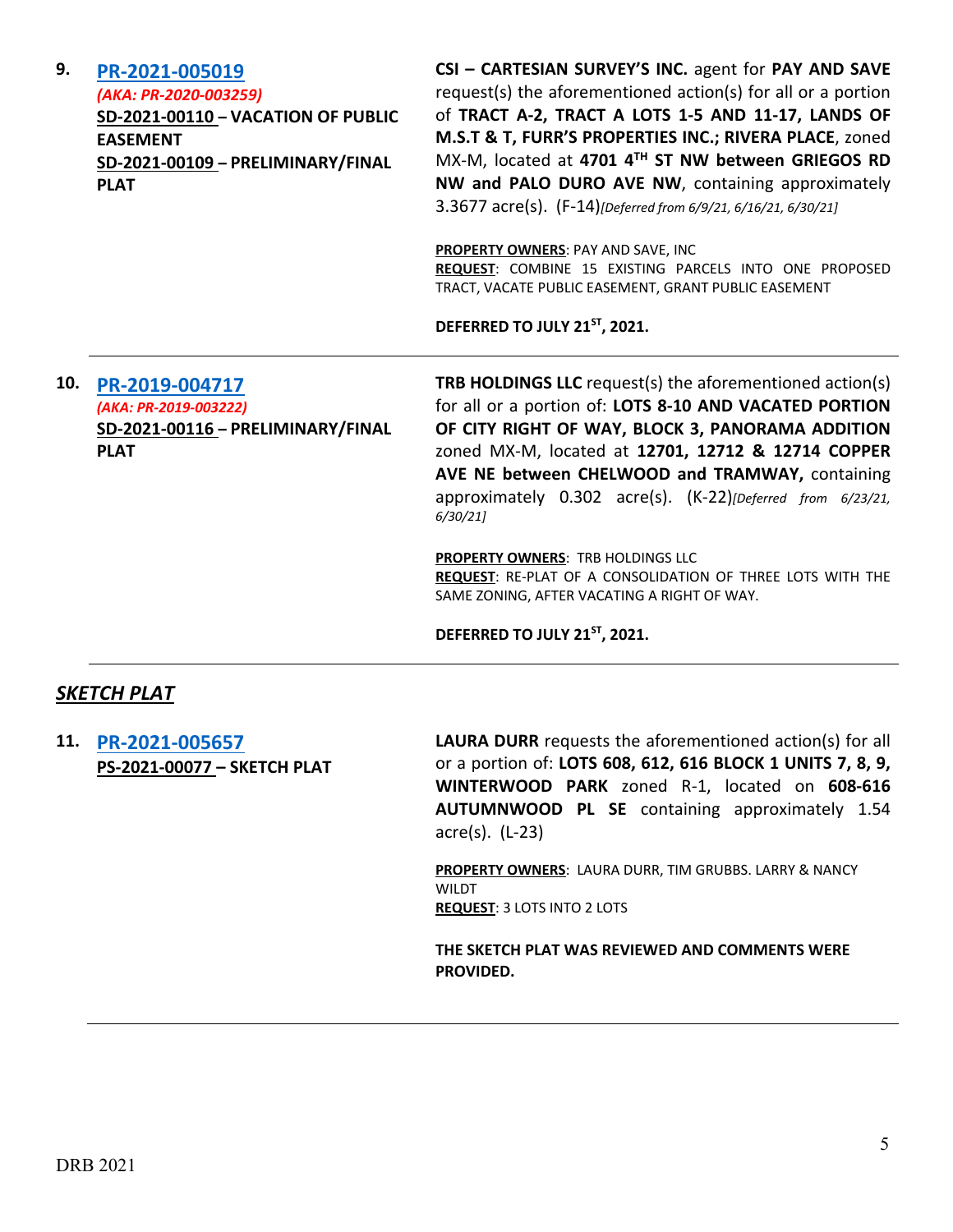**9.** **PR-2021-005019**
*(AKA: PR-2020-003259)*
**SD-2021-00110 – VACATION OF PUBLIC EASEMENT**
**SD-2021-00109 – PRELIMINARY/FINAL PLAT**

**CSI – CARTESIAN SURVEY'S INC.** agent for **PAY AND SAVE** request(s) the aforementioned action(s) for all or a portion of **TRACT A-2, TRACT A LOTS 1-5 AND 11-17, LANDS OF M.S.T & T, FURR'S PROPERTIES INC.; RIVERA PLACE**, zoned MX-M, located at **4701 4TH ST NW between GRIEGOS RD NW and PALO DURO AVE NW**, containing approximately 3.3677 acre(s). (F-14)*[Deferred from 6/9/21, 6/16/21, 6/30/21]*

**PROPERTY OWNERS**: PAY AND SAVE, INC
**REQUEST**: COMBINE 15 EXISTING PARCELS INTO ONE PROPOSED TRACT, VACATE PUBLIC EASEMENT, GRANT PUBLIC EASEMENT

**DEFERRED TO JULY 21ST, 2021.**

---

**10.** **PR-2019-004717**
*(AKA: PR-2019-003222)*
**SD-2021-00116 – PRELIMINARY/FINAL PLAT**

**TRB HOLDINGS LLC** request(s) the aforementioned action(s) for all or a portion of: **LOTS 8-10 AND VACATED PORTION OF CITY RIGHT OF WAY, BLOCK 3, PANORAMA ADDITION** zoned MX-M, located at **12701, 12712 & 12714 COPPER AVE NE between CHELWOOD and TRAMWAY,** containing approximately 0.302 acre(s). (K-22)*[Deferred from 6/23/21, 6/30/21]*

**PROPERTY OWNERS**: TRB HOLDINGS LLC
**REQUEST**: RE-PLAT OF A CONSOLIDATION OF THREE LOTS WITH THE SAME ZONING, AFTER VACATING A RIGHT OF WAY.

**DEFERRED TO JULY 21ST, 2021.**

---

## *SKETCH PLAT*

**11.** **PR-2021-005657**
**PS-2021-00077 – SKETCH PLAT**

**LAURA DURR** requests the aforementioned action(s) for all or a portion of: **LOTS 608, 612, 616 BLOCK 1 UNITS 7, 8, 9, WINTERWOOD PARK** zoned R-1, located on **608-616 AUTUMNWOOD PL SE** containing approximately 1.54 acre(s). (L-23)

**PROPERTY OWNERS**: LAURA DURR, TIM GRUBBS. LARRY & NANCY WILDT
**REQUEST**: 3 LOTS INTO 2 LOTS

**THE SKETCH PLAT WAS REVIEWED AND COMMENTS WERE PROVIDED.**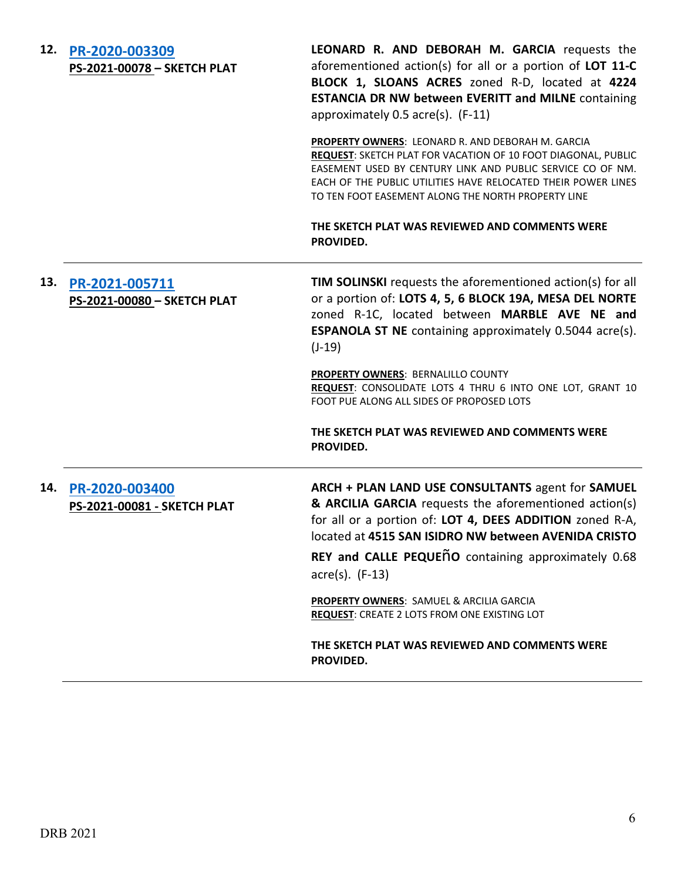**12.** **[PR-2020-003309](PR-2020-003309)**
**PS-2021-00078 – SKETCH PLAT**

**LEONARD R. AND DEBORAH M. GARCIA** requests the aforementioned action(s) for all or a portion of **LOT 11-C BLOCK 1, SLOANS ACRES** zoned R-D, located at **4224 ESTANCIA DR NW between EVERITT and MILNE** containing approximately 0.5 acre(s). (F-11)

**PROPERTY OWNERS**: LEONARD R. AND DEBORAH M. GARCIA
**REQUEST**: SKETCH PLAT FOR VACATION OF 10 FOOT DIAGONAL, PUBLIC EASEMENT USED BY CENTURY LINK AND PUBLIC SERVICE CO OF NM. EACH OF THE PUBLIC UTILITIES HAVE RELOCATED THEIR POWER LINES TO TEN FOOT EASEMENT ALONG THE NORTH PROPERTY LINE

**THE SKETCH PLAT WAS REVIEWED AND COMMENTS WERE PROVIDED.**

---

**13.** **[PR-2021-005711](PR-2021-005711)**
**PS-2021-00080 – SKETCH PLAT**

**TIM SOLINSKI** requests the aforementioned action(s) for all or a portion of: **LOTS 4, 5, 6 BLOCK 19A, MESA DEL NORTE** zoned R-1C, located between **MARBLE AVE NE and ESPANOLA ST NE** containing approximately 0.5044 acre(s). (J-19)

**PROPERTY OWNERS**: BERNALILLO COUNTY
**REQUEST**: CONSOLIDATE LOTS 4 THRU 6 INTO ONE LOT, GRANT 10 FOOT PUE ALONG ALL SIDES OF PROPOSED LOTS

**THE SKETCH PLAT WAS REVIEWED AND COMMENTS WERE PROVIDED.**

---

**14.** **[PR-2020-003400](PR-2020-003400)**
**PS-2021-00081 - SKETCH PLAT**

**ARCH + PLAN LAND USE CONSULTANTS** agent for **SAMUEL & ARCILIA GARCIA** requests the aforementioned action(s) for all or a portion of: **LOT 4, DEES ADDITION** zoned R-A, located at **4515 SAN ISIDRO NW between AVENIDA CRISTO REY and CALLE PEQUEÑO** containing approximately 0.68 acre(s). (F-13)

**PROPERTY OWNERS**: SAMUEL & ARCILIA GARCIA
**REQUEST**: CREATE 2 LOTS FROM ONE EXISTING LOT

**THE SKETCH PLAT WAS REVIEWED AND COMMENTS WERE PROVIDED.**

---

DRB 2021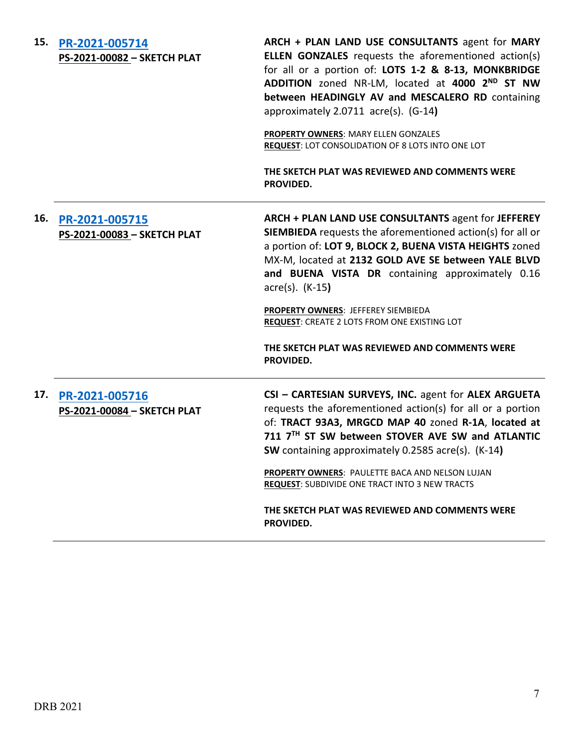**15. [PR-2021-005714](PR-2021-005714)**
**PS-2021-00082 – SKETCH PLAT**

**ARCH + PLAN LAND USE CONSULTANTS** agent for **MARY ELLEN GONZALES** requests the aforementioned action(s) for all or a portion of: **LOTS 1-2 & 8-13, MONKBRIDGE ADDITION** zoned NR-LM, located at **4000 2ND ST NW between HEADINGLY AV and MESCALERO RD** containing approximately 2.0711 acre(s). (G-14**)**

**PROPERTY OWNERS**: MARY ELLEN GONZALES
**REQUEST**: LOT CONSOLIDATION OF 8 LOTS INTO ONE LOT

**THE SKETCH PLAT WAS REVIEWED AND COMMENTS WERE PROVIDED.**

---

**16. [PR-2021-005715](PR-2021-005715)**
**PS-2021-00083 – SKETCH PLAT**

**ARCH + PLAN LAND USE CONSULTANTS** agent for **JEFFEREY SIEMBIEDA** requests the aforementioned action(s) for all or a portion of: **LOT 9, BLOCK 2, BUENA VISTA HEIGHTS** zoned MX-M, located at **2132 GOLD AVE SE between YALE BLVD and BUENA VISTA DR** containing approximately 0.16 acre(s). (K-15**)**

**PROPERTY OWNERS**: JEFFEREY SIEMBIEDA
**REQUEST**: CREATE 2 LOTS FROM ONE EXISTING LOT

**THE SKETCH PLAT WAS REVIEWED AND COMMENTS WERE PROVIDED.**

---

**17. [PR-2021-005716](PR-2021-005716)**
**PS-2021-00084 – SKETCH PLAT**

**CSI – CARTESIAN SURVEYS, INC.** agent for **ALEX ARGUETA** requests the aforementioned action(s) for all or a portion of: **TRACT 93A3, MRGCD MAP 40** zoned **R-1A**, **located at 711 7TH ST SW between STOVER AVE SW and ATLANTIC SW** containing approximately 0.2585 acre(s). (K-14**)**

**PROPERTY OWNERS**: PAULETTE BACA AND NELSON LUJAN
**REQUEST**: SUBDIVIDE ONE TRACT INTO 3 NEW TRACTS

**THE SKETCH PLAT WAS REVIEWED AND COMMENTS WERE PROVIDED.**

---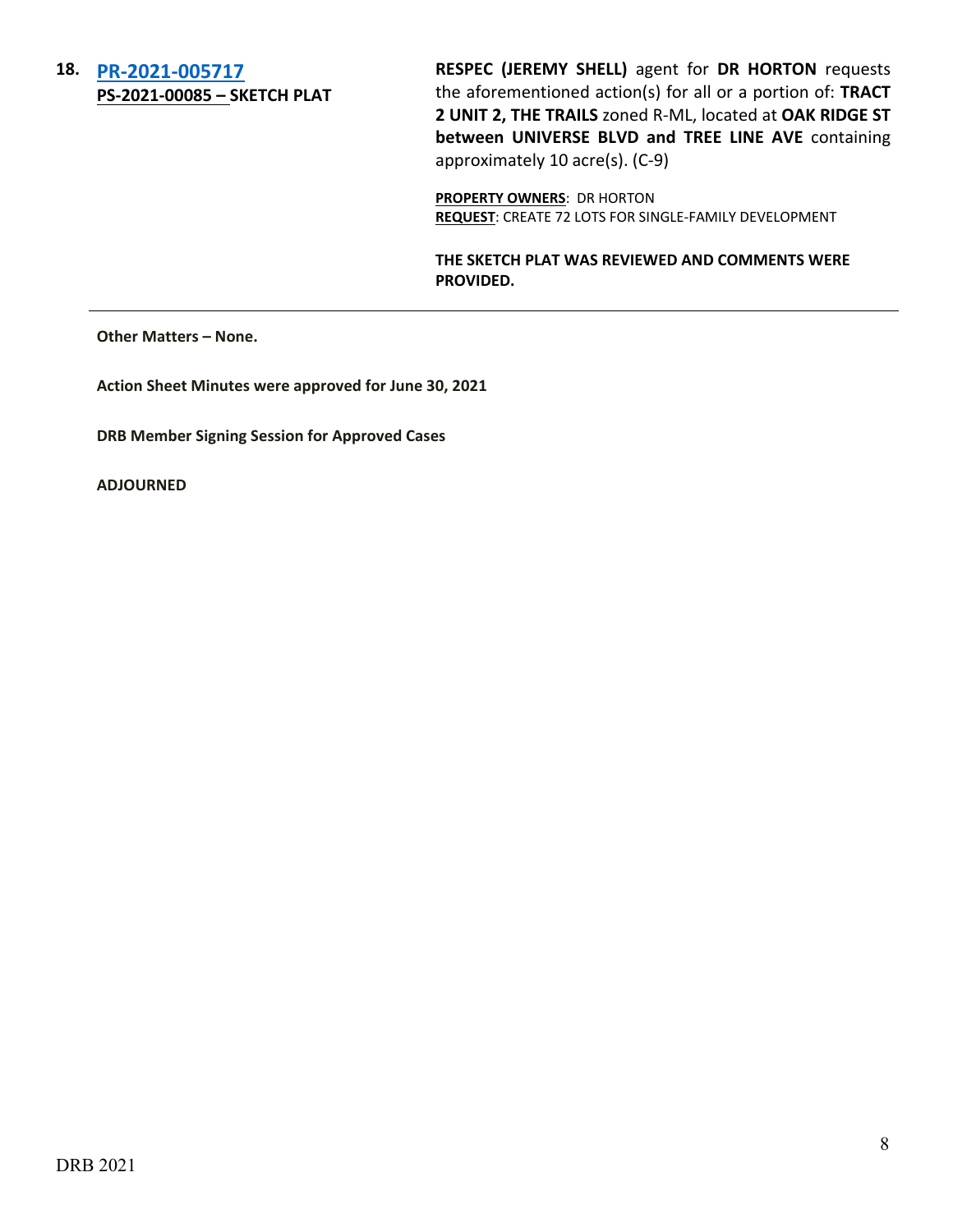**18.** **[PR-2021-005717](PR-2021-005717)**
**PS-2021-00085 – SKETCH PLAT**

**RESPEC (JEREMY SHELL)** agent for **DR HORTON** requests the aforementioned action(s) for all or a portion of: **TRACT 2 UNIT 2, THE TRAILS** zoned R-ML, located at **OAK RIDGE ST between UNIVERSE BLVD and TREE LINE AVE** containing approximately 10 acre(s). (C-9)

**PROPERTY OWNERS**: DR HORTON
**REQUEST**: CREATE 72 LOTS FOR SINGLE-FAMILY DEVELOPMENT

**THE SKETCH PLAT WAS REVIEWED AND COMMENTS WERE PROVIDED.**

---

**Other Matters – None.**

**Action Sheet Minutes were approved for June 30, 2021**

**DRB Member Signing Session for Approved Cases**

**ADJOURNED**